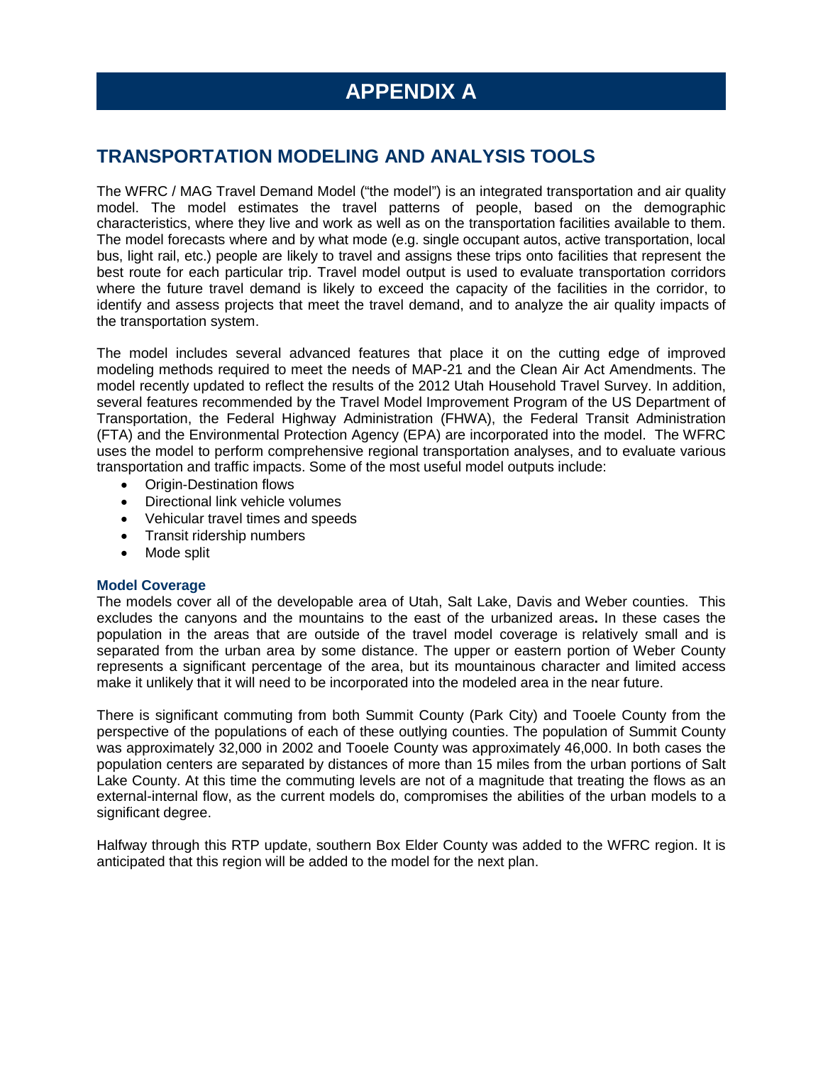# APPENDIX A

## TRANSPORTATION MODELING AND ANALYSIS TOOLS

The WFRC / MAG Travel Demand Model ("the model") is an integrated transportation and air quality model. The model estimates the travel patterns of people, based on the demographic characteristics, where they live and work as well as on the transportation facilities available to them. The model forecasts where and by what mode (e.g. single occupant autos, active transportation, local bus, light rail, etc.) people are likely to travel and assigns these trips onto facilities that represent the best route for each particular trip. Travel model output is used to evaluate transportation corridors where the future travel demand is likely to exceed the capacity of the facilities in the corridor, to identify and assess projects that meet the travel demand, and to analyze the air quality impacts of the transportation system.

The model includes several advanced features that place it on the cutting edge of improved modeling methods required to meet the needs of MAP-21 and the Clean Air Act Amendments. The model recently updated to reflect the results of the 2012 Utah Household Travel Survey. In addition, several features recommended by the Travel Model Improvement Program of the US Department of Transportation, the Federal Highway Administration (FHWA), the Federal Transit Administration (FTA) and the Environmental Protection Agency (EPA) are incorporated into the model. The WFRC uses the model to perform comprehensive regional transportation analyses, and to evaluate various transportation and traffic impacts. Some of the most useful model outputs include:

- Origin-Destination flows
- Directional link vehicle volumes
- Vehicular travel times and speeds
- Transit ridership numbers
- Mode split

### Model Coverage

The models cover all of the developable area of Utah, Salt Lake, Davis and Weber counties. This excludes the canyons and the mountains to the east of the urbanized areas**.** In these cases the population in the areas that are outside of the travel model coverage is relatively small and is separated from the urban area by some distance. The upper or eastern portion of Weber County represents a significant percentage of the area, but its mountainous character and limited access make it unlikely that it will need to be incorporated into the modeled area in the near future.

There is significant commuting from both Summit County (Park City) and Tooele County from the perspective of the populations of each of these outlying counties. The population of Summit County was approximately 32,000 in 2002 and Tooele County was approximately 46,000. In both cases the population centers are separated by distances of more than 15 miles from the urban portions of Salt Lake County. At this time the commuting levels are not of a magnitude that treating the flows as an external-internal flow, as the current models do, compromises the abilities of the urban models to a significant degree.

Halfway through this RTP update, southern Box Elder County was added to the WFRC region. It is anticipated that this region will be added to the model for the next plan.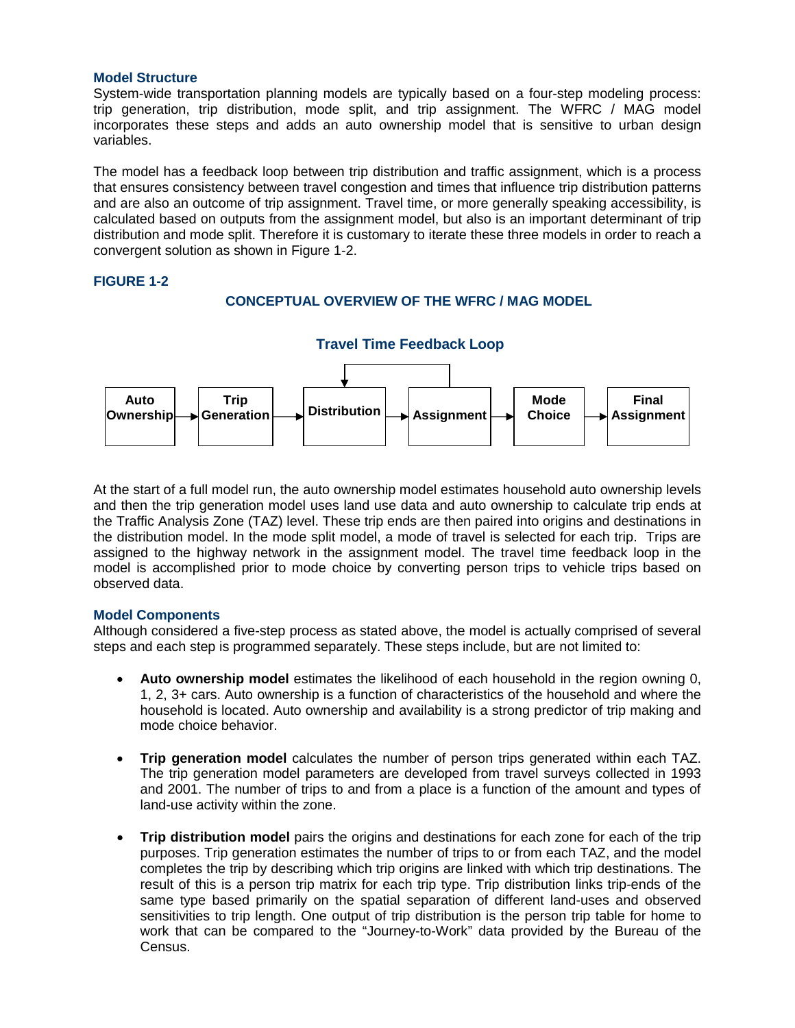### Model Structure

System-wide transportation planning models are typically based on a four-step modeling process: trip generation, trip distribution, mode split, and trip assignment. The WFRC / MAG model incorporates these steps and adds an auto ownership model that is sensitive to urban design variables.

The model has a feedback loop between trip distribution and traffic assignment, which is a process that ensures consistency between travel congestion and times that influence trip distribution patterns and are also an outcome of trip assignment. Travel time, or more generally speaking accessibility, is calculated based on outputs from the assignment model, but also is an important determinant of trip distribution and mode split. Therefore it is customary to iterate these three models in order to reach a convergent solution as shown in Figure 1-2.

**FIGURE 1-2**

**CONCEPTUAL OVERVIEW OF THE WFRC / MAG MODEL**

**Travel Time Feedback Loop**

Auto Ownership → Trip Generation → Distribution → Assignment → Mode Choice → Final Assignment

At the start of a full model run, the auto ownership model estimates household auto ownership levels and then the trip generation model uses land use data and auto ownership to calculate trip ends at the Traffic Analysis Zone (TAZ) level. These trip ends are then paired into origins and destinations in the distribution model. In the mode split model, a mode of travel is selected for each trip. Trips are assigned to the highway network in the assignment model. The travel time feedback loop in the model is accomplished prior to mode choice by converting person trips to vehicle trips based on observed data.

### Model Components

Although considered a five-step process as stated above, the model is actually comprised of several steps and each step is programmed separately. These steps include, but are not limited to:

- **Auto ownership model** estimates the likelihood of each household in the region owning 0, 1, 2, 3+ cars. Auto ownership is a function of characteristics of the household and where the household is located. Auto ownership and availability is a strong predictor of trip making and mode choice behavior.

- **Trip generation model** calculates the number of person trips generated within each TAZ. The trip generation model parameters are developed from travel surveys collected in 1993 and 2001. The number of trips to and from a place is a function of the amount and types of land-use activity within the zone.

- **Trip distribution model** pairs the origins and destinations for each zone for each of the trip purposes. Trip generation estimates the number of trips to or from each TAZ, and the model completes the trip by describing which trip origins are linked with which trip destinations. The result of this is a person trip matrix for each trip type. Trip distribution links trip-ends of the same type based primarily on the spatial separation of different land-uses and observed sensitivities to trip length. One output of trip distribution is the person trip table for home to work that can be compared to the "Journey-to-Work" data provided by the Bureau of the Census.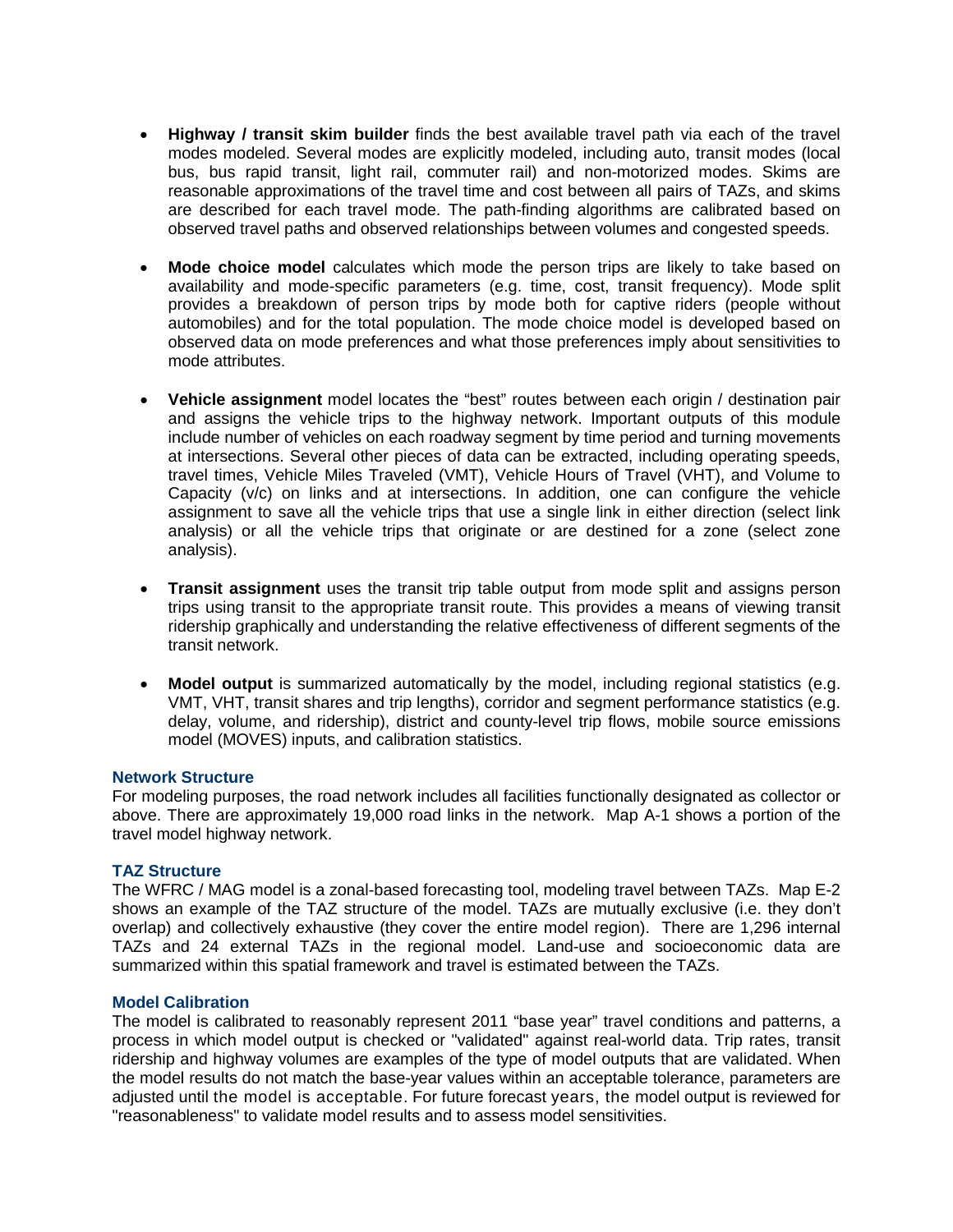- **Highway / transit skim builder** finds the best available travel path via each of the travel modes modeled. Several modes are explicitly modeled, including auto, transit modes (local bus, bus rapid transit, light rail, commuter rail) and non-motorized modes. Skims are reasonable approximations of the travel time and cost between all pairs of TAZs, and skims are described for each travel mode. The path-finding algorithms are calibrated based on observed travel paths and observed relationships between volumes and congested speeds.

- **Mode choice model** calculates which mode the person trips are likely to take based on availability and mode-specific parameters (e.g. time, cost, transit frequency). Mode split provides a breakdown of person trips by mode both for captive riders (people without automobiles) and for the total population. The mode choice model is developed based on observed data on mode preferences and what those preferences imply about sensitivities to mode attributes.

- **Vehicle assignment** model locates the "best" routes between each origin / destination pair and assigns the vehicle trips to the highway network. Important outputs of this module include number of vehicles on each roadway segment by time period and turning movements at intersections. Several other pieces of data can be extracted, including operating speeds, travel times, Vehicle Miles Traveled (VMT), Vehicle Hours of Travel (VHT), and Volume to Capacity (v/c) on links and at intersections. In addition, one can configure the vehicle assignment to save all the vehicle trips that use a single link in either direction (select link analysis) or all the vehicle trips that originate or are destined for a zone (select zone analysis).

- **Transit assignment** uses the transit trip table output from mode split and assigns person trips using transit to the appropriate transit route. This provides a means of viewing transit ridership graphically and understanding the relative effectiveness of different segments of the transit network.

- **Model output** is summarized automatically by the model, including regional statistics (e.g. VMT, VHT, transit shares and trip lengths), corridor and segment performance statistics (e.g. delay, volume, and ridership), district and county-level trip flows, mobile source emissions model (MOVES) inputs, and calibration statistics.

### Network Structure

For modeling purposes, the road network includes all facilities functionally designated as collector or above. There are approximately 19,000 road links in the network. Map A-1 shows a portion of the travel model highway network.

### TAZ Structure

The WFRC / MAG model is a zonal-based forecasting tool, modeling travel between TAZs. Map E-2 shows an example of the TAZ structure of the model. TAZs are mutually exclusive (i.e. they don't overlap) and collectively exhaustive (they cover the entire model region). There are 1,296 internal TAZs and 24 external TAZs in the regional model. Land-use and socioeconomic data are summarized within this spatial framework and travel is estimated between the TAZs.

### Model Calibration

The model is calibrated to reasonably represent 2011 "base year" travel conditions and patterns, a process in which model output is checked or "validated" against real-world data. Trip rates, transit ridership and highway volumes are examples of the type of model outputs that are validated. When the model results do not match the base-year values within an acceptable tolerance, parameters are adjusted until the model is acceptable. For future forecast years, the model output is reviewed for "reasonableness" to validate model results and to assess model sensitivities.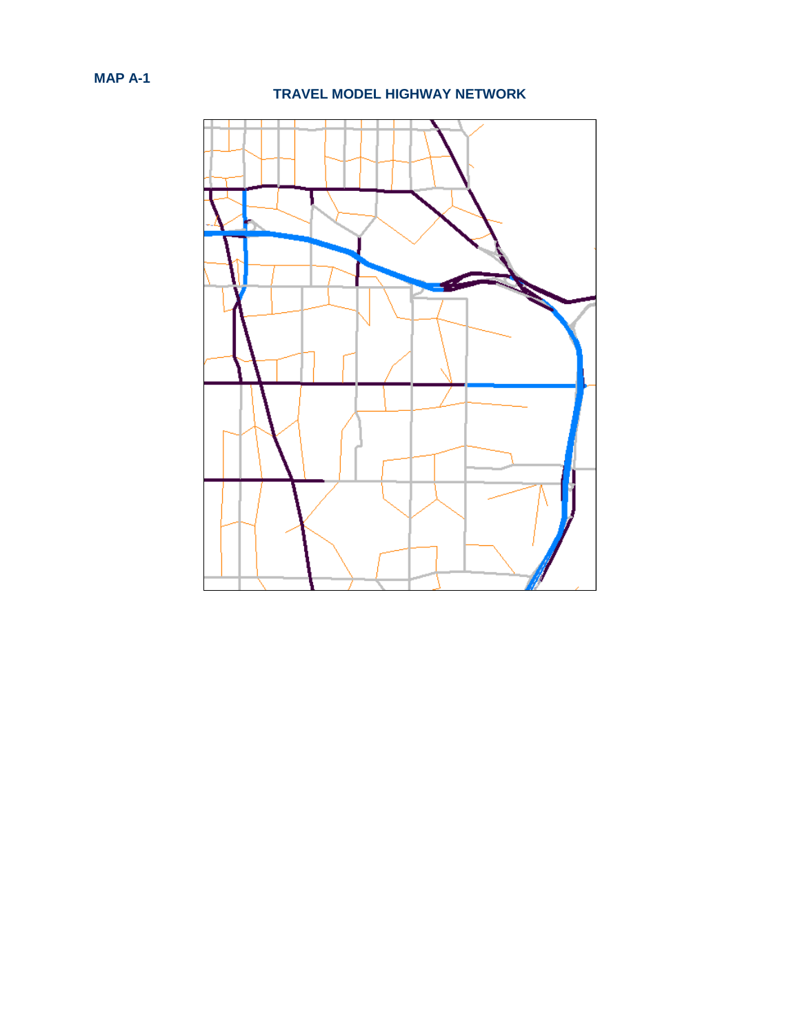**MAP A-1**

**TRAVEL MODEL HIGHWAY NETWORK**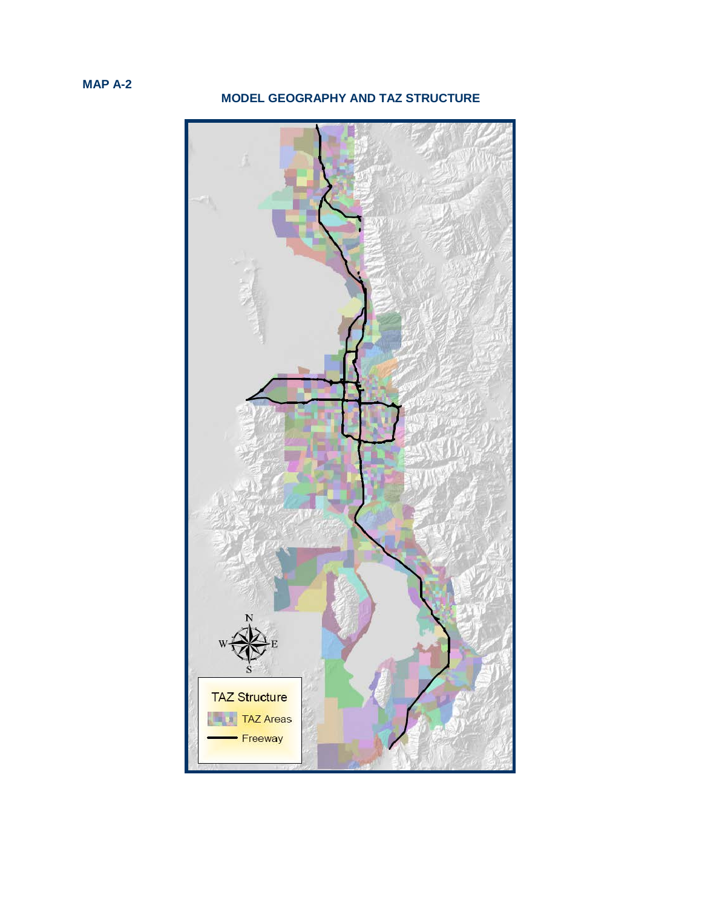**MAP A-2**

**MODEL GEOGRAPHY AND TAZ STRUCTURE**

N
W
E
S

TAZ Structure

TAZ Areas

Freeway